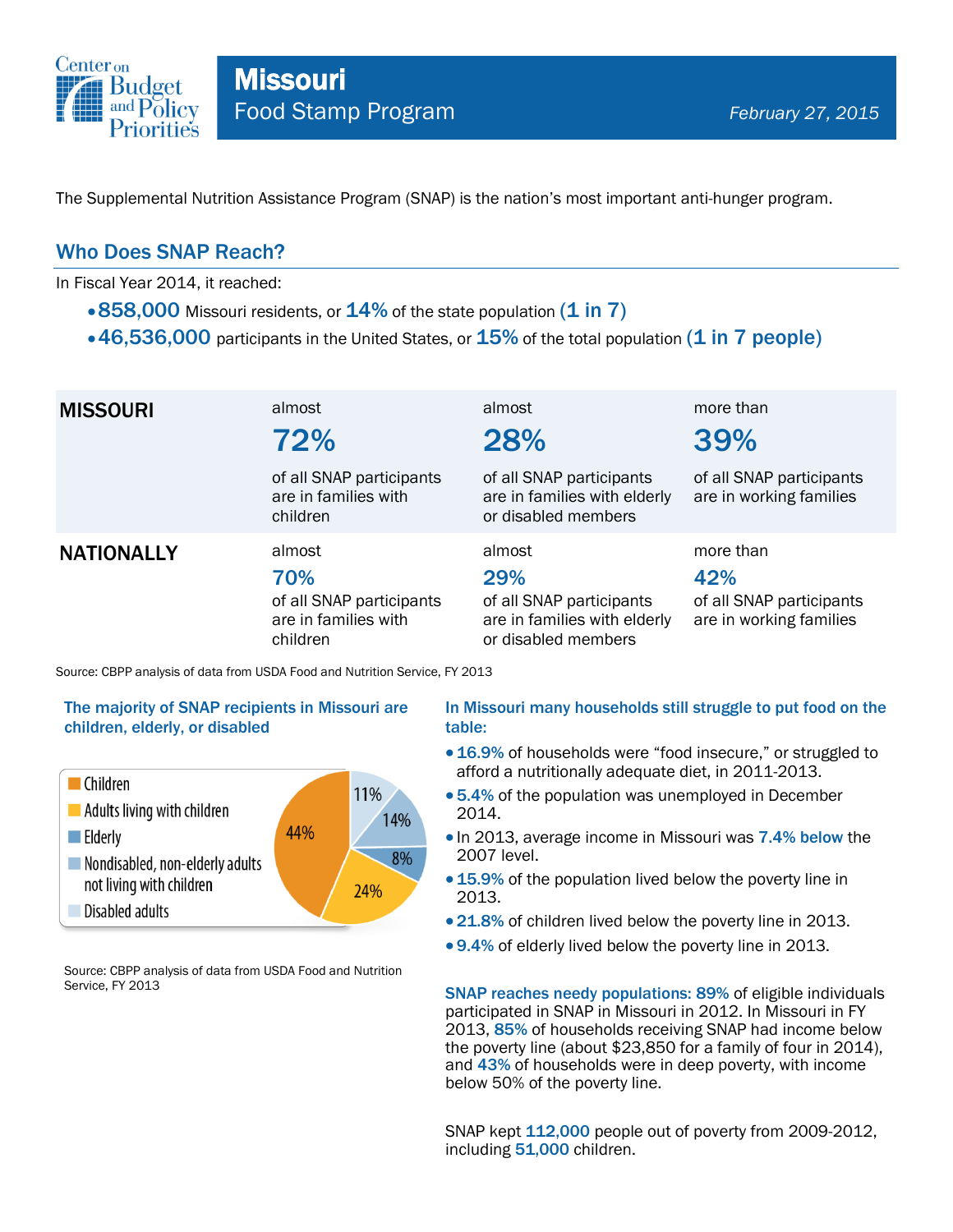# Missouri

## Food Stamp Program

*February 27, 2015*

The Supplemental Nutrition Assistance Program (SNAP) is the nation's most important anti-hunger program.

## Who Does SNAP Reach?

In Fiscal Year 2014, it reached:

- **858,000** Missouri residents, or **14%** of the state population **(1 in 7)**
- **46,536,000** participants in the United States, or **15%** of the total population **(1 in 7 people)**

| | | | |
|---|---|---|---|
| **MISSOURI** | almost **72%** of all SNAP participants are in families with children | almost **28%** of all SNAP participants are in families with elderly or disabled members | more than **39%** of all SNAP participants are in working families |
| **NATIONALLY** | almost **70%** of all SNAP participants are in families with children | almost **29%** of all SNAP participants are in families with elderly or disabled members | more than **42%** of all SNAP participants are in working families |

Source: CBPP analysis of data from USDA Food and Nutrition Service, FY 2013

### The majority of SNAP recipients in Missouri are children, elderly, or disabled

| Category | Share |
|---|---|
| Children | 44% |
| Adults living with children | 24% |
| Elderly | 8% |
| Nondisabled, non-elderly adults not living with children | 14% |
| Disabled adults | 11% |

Source: CBPP analysis of data from USDA Food and Nutrition Service, FY 2013

### In Missouri many households still struggle to put food on the table:

- **16.9%** of households were "food insecure," or struggled to afford a nutritionally adequate diet, in 2011-2013.
- **5.4%** of the population was unemployed in December 2014.
- In 2013, average income in Missouri was **7.4% below** the 2007 level.
- **15.9%** of the population lived below the poverty line in 2013.
- **21.8%** of children lived below the poverty line in 2013.
- **9.4%** of elderly lived below the poverty line in 2013.

**SNAP reaches needy populations: 89%** of eligible individuals participated in SNAP in Missouri in 2012. In Missouri in FY 2013, **85%** of households receiving SNAP had income below the poverty line (about $23,850 for a family of four in 2014), and **43%** of households were in deep poverty, with income below 50% of the poverty line.

SNAP kept **112,000** people out of poverty from 2009-2012, including **51,000** children.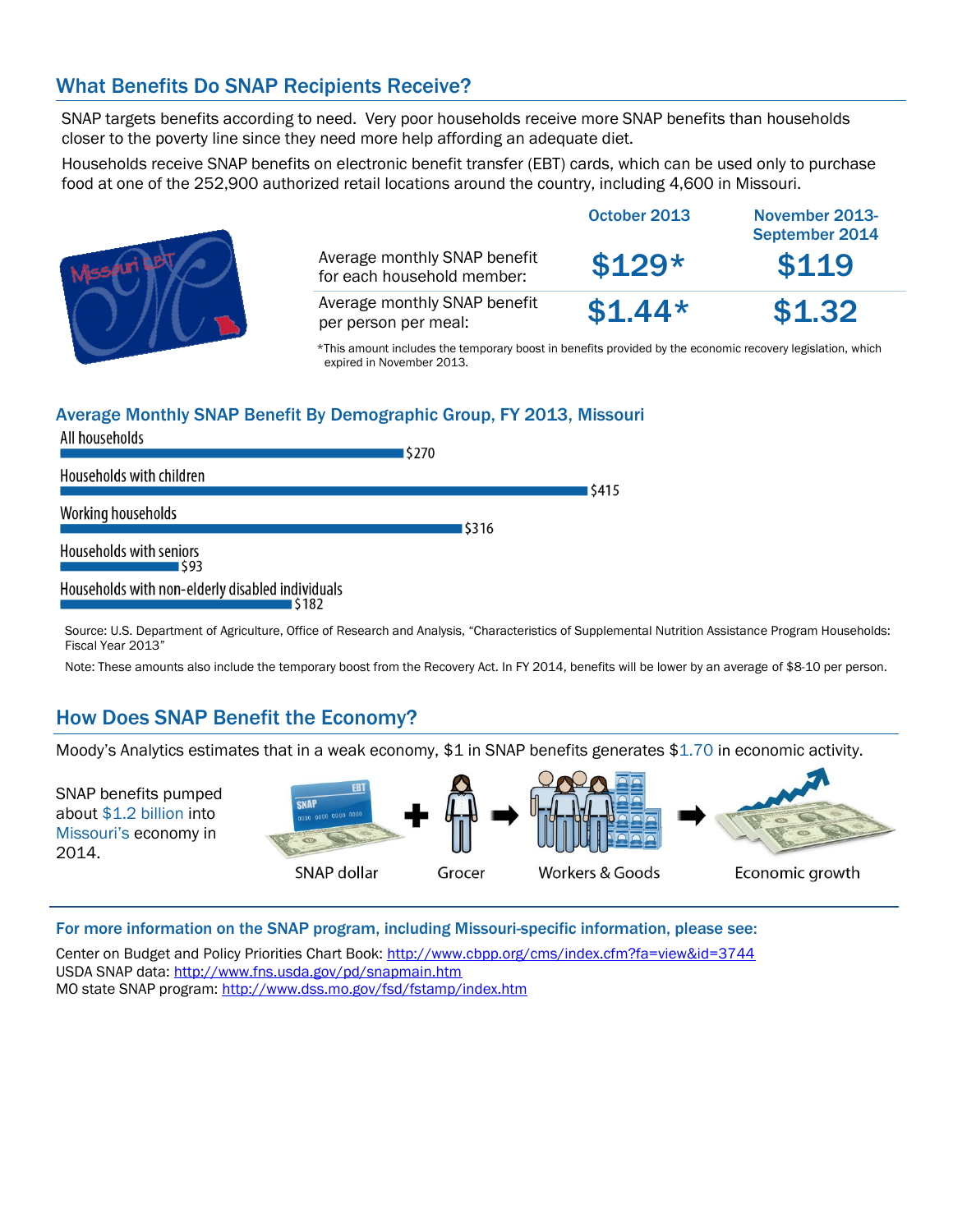## What Benefits Do SNAP Recipients Receive?

SNAP targets benefits according to need. Very poor households receive more SNAP benefits than households closer to the poverty line since they need more help affording an adequate diet.

Households receive SNAP benefits on electronic benefit transfer (EBT) cards, which can be used only to purchase food at one of the 252,900 authorized retail locations around the country, including 4,600 in Missouri.

| | October 2013 | November 2013-September 2014 |
|---|---|---|
| Average monthly SNAP benefit for each household member: | $129* | $119 |
| Average monthly SNAP benefit per person per meal: | $1.44* | $1.32 |

*This amount includes the temporary boost in benefits provided by the economic recovery legislation, which expired in November 2013.

### Average Monthly SNAP Benefit By Demographic Group, FY 2013, Missouri

All households
$270
Households with children
$415
Working households
$316
Households with seniors
$93
Households with non-elderly disabled individuals
$182

Source: U.S. Department of Agriculture, Office of Research and Analysis, "Characteristics of Supplemental Nutrition Assistance Program Households: Fiscal Year 2013"

Note: These amounts also include the temporary boost from the Recovery Act. In FY 2014, benefits will be lower by an average of $8-10 per person.

## How Does SNAP Benefit the Economy?

Moody's Analytics estimates that in a weak economy, $1 in SNAP benefits generates $1.70 in economic activity.

SNAP benefits pumped about $1.2 billion into Missouri's economy in 2014.

SNAP dollar + Grocer → Workers & Goods → Economic growth

**For more information on the SNAP program, including Missouri-specific information, please see:**

Center on Budget and Policy Priorities Chart Book: http://www.cbpp.org/cms/index.cfm?fa=view&id=3744
USDA SNAP data: http://www.fns.usda.gov/pd/snapmain.htm
MO state SNAP program: http://www.dss.mo.gov/fsd/fstamp/index.htm